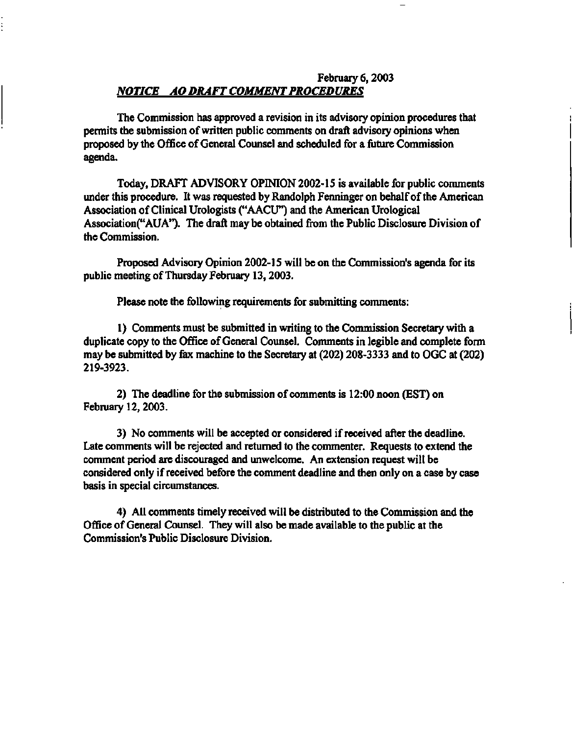February 6, 2003

***NOTICE AO DRAFT COMMENT PROCEDURES***

The Commission has approved a revision in its advisory opinion procedures that permits the submission of written public comments on draft advisory opinions when proposed by the Office of General Counsel and scheduled for a future Commission agenda.

Today, DRAFT ADVISORY OPINION 2002-15 is available for public comments under this procedure. It was requested by Randolph Fenninger on behalf of the American Association of Clinical Urologists ("AACU") and the American Urological Association("AUA"). The draft may be obtained from the Public Disclosure Division of the Commission.

Proposed Advisory Opinion 2002-15 will be on the Commission's agenda for its public meeting of Thursday February 13, 2003.

Please note the following requirements for submitting comments:

1) Comments must be submitted in writing to the Commission Secretary with a duplicate copy to the Office of General Counsel. Comments in legible and complete form may be submitted by fax machine to the Secretary at (202) 208-3333 and to OGC at (202) 219-3923.

2) The deadline for the submission of comments is 12:00 noon (EST) on February 12, 2003.

3) No comments will be accepted or considered if received after the deadline. Late comments will be rejected and returned to the commenter. Requests to extend the comment period are discouraged and unwelcome. An extension request will be considered only if received before the comment deadline and then only on a case by case basis in special circumstances.

4) All comments timely received will be distributed to the Commission and the Office of General Counsel. They will also be made available to the public at the Commission's Public Disclosure Division.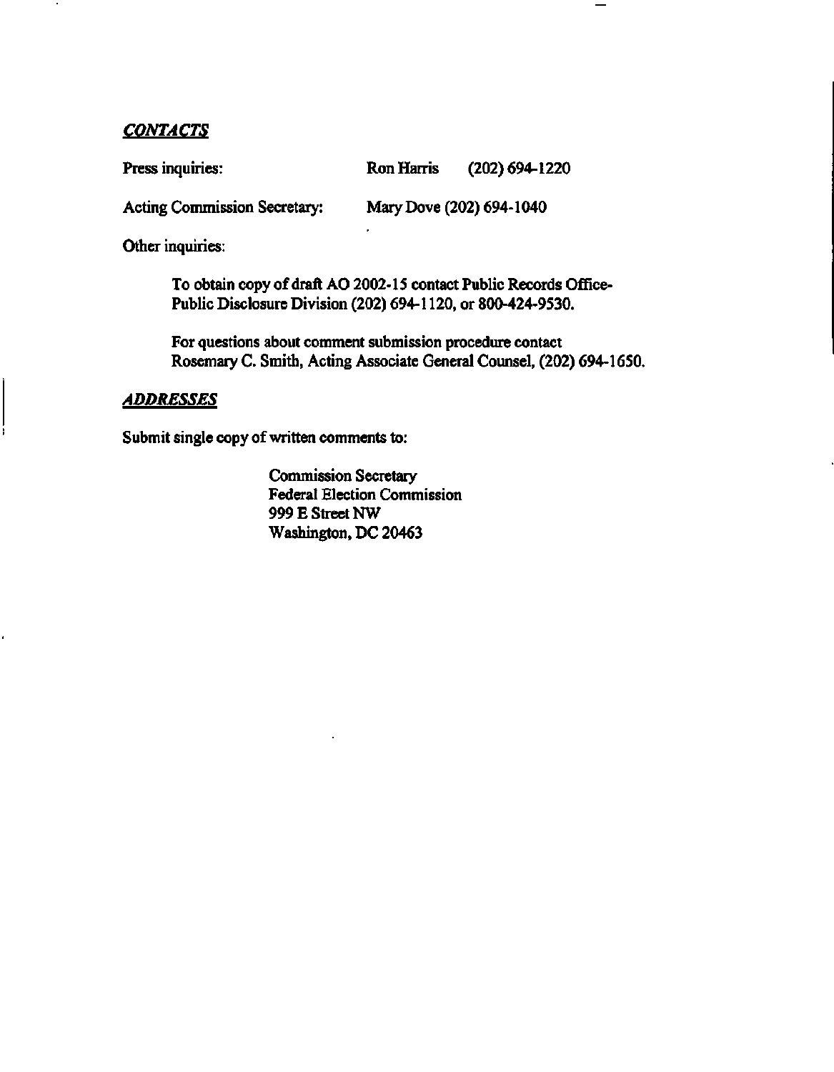## *CONTACTS*

Press inquiries: Ron Harris (202) 694-1220

Acting Commission Secretary: Mary Dove (202) 694-1040

Other inquiries:

> To obtain copy of draft AO 2002-15 contact Public Records Office-Public Disclosure Division (202) 694-1120, or 800-424-9530.
>
> For questions about comment submission procedure contact Rosemary C. Smith, Acting Associate General Counsel, (202) 694-1650.

## *ADDRESSES*

Submit single copy of written comments to:

> Commission Secretary
> Federal Election Commission
> 999 E Street NW
> Washington, DC 20463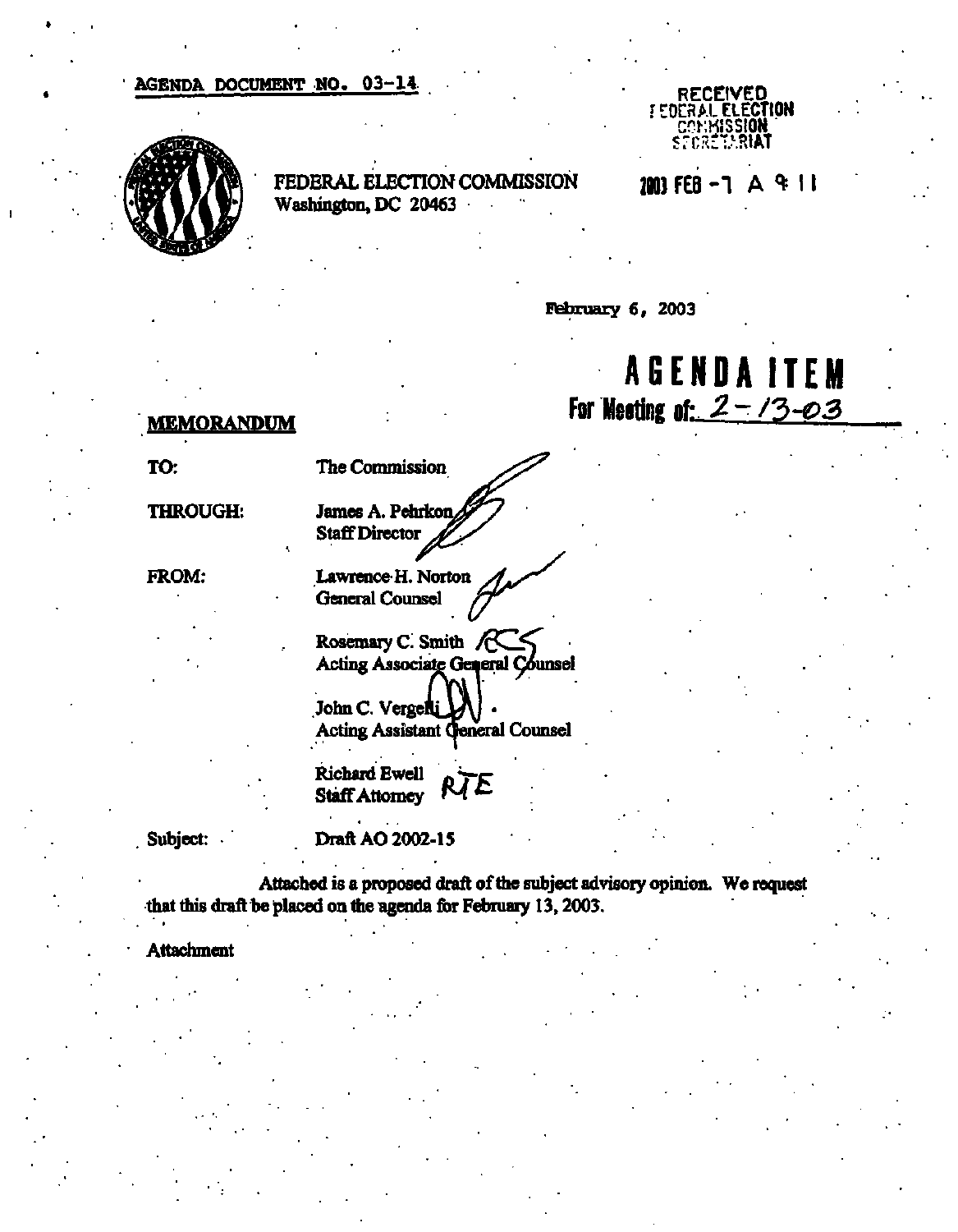AGENDA DOCUMENT NO. 03-14

RECEIVED
FEDERAL ELECTION
COMMISSION
SECRETARIAT

FEDERAL ELECTION COMMISSION
Washington, DC 20463

2003 FEB -7 A 9:11

February 6, 2003

# AGENDA ITEM
For Meeting of: 2-13-03

**MEMORANDUM**

| | |
|---|---|
| TO: | The Commission |
| THROUGH: | James A. Pehrkon<br>Staff Director |
| FROM: | Lawrence H. Norton<br>General Counsel |
| | Rosemary C. Smith RCS<br>Acting Associate General Counsel |
| | John C. Vergelli<br>Acting Assistant General Counsel |
| | Richard Ewell RTE<br>Staff Attorney |
| Subject: | Draft AO 2002-15 |

Attached is a proposed draft of the subject advisory opinion. We request that this draft be placed on the agenda for February 13, 2003.

Attachment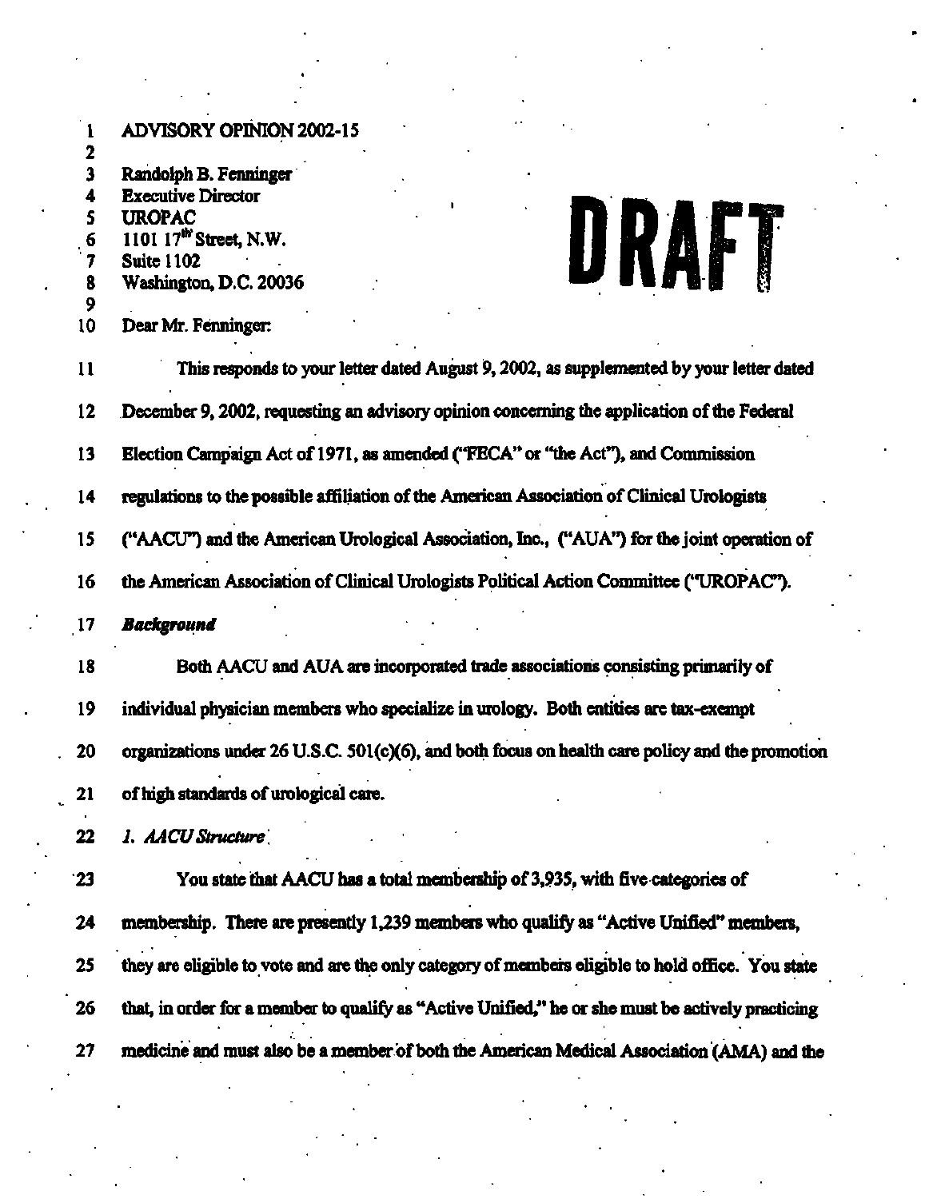ADVISORY OPINION 2002-15

Randolph B. Fenninger
Executive Director
UROPAC
1101 17th Street, N.W.
Suite 1102
Washington, D.C. 20036

DRAFT

Dear Mr. Fenninger:

This responds to your letter dated August 9, 2002, as supplemented by your letter dated December 9, 2002, requesting an advisory opinion concerning the application of the Federal Election Campaign Act of 1971, as amended ("FECA" or "the Act"), and Commission regulations to the possible affiliation of the American Association of Clinical Urologists ("AACU") and the American Urological Association, Inc., ("AUA") for the joint operation of the American Association of Clinical Urologists Political Action Committee ("UROPAC").

***Background***

Both AACU and AUA are incorporated trade associations consisting primarily of individual physician members who specialize in urology. Both entities are tax-exempt organizations under 26 U.S.C. 501(c)(6), and both focus on health care policy and the promotion of high standards of urological care.

*1. AACU Structure*

You state that AACU has a total membership of 3,935, with five categories of membership. There are presently 1,239 members who qualify as "Active Unified" members, they are eligible to vote and are the only category of members eligible to hold office. You state that, in order for a member to qualify as "Active Unified," he or she must be actively practicing medicine and must also be a member of both the American Medical Association (AMA) and the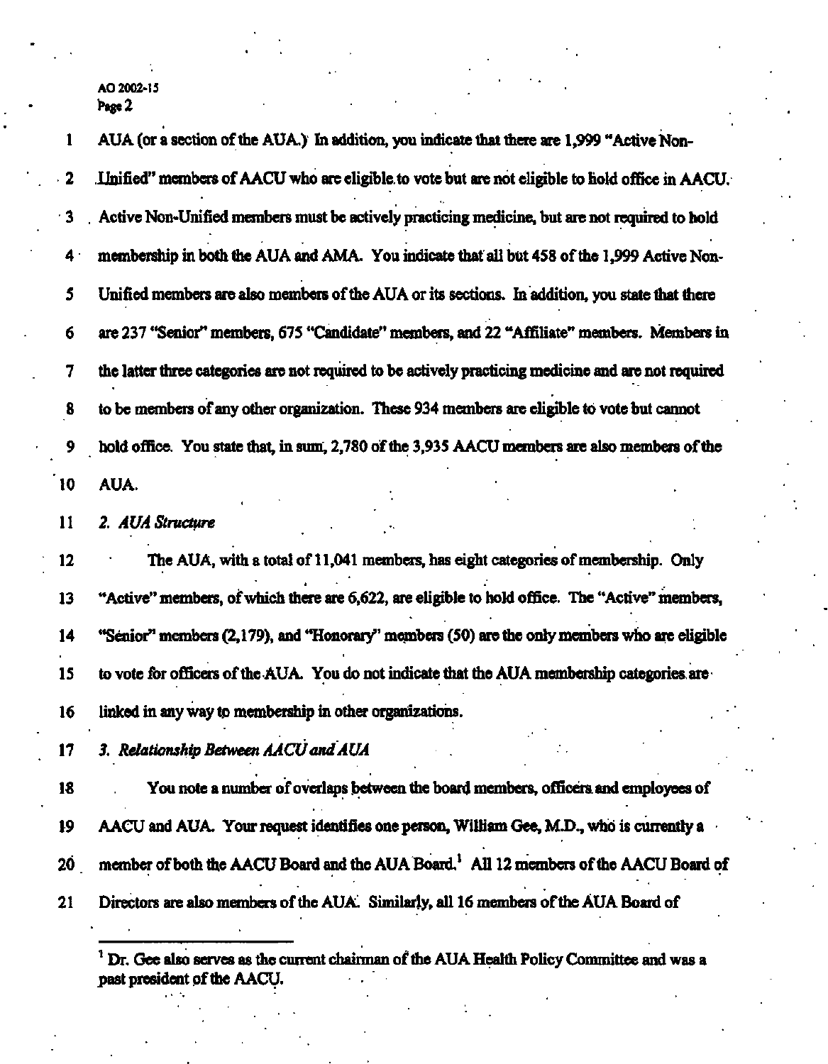AUA (or a section of the AUA.) In addition, you indicate that there are 1,999 "Active Non-Unified" members of AACU who are eligible to vote but are not eligible to hold office in AACU. Active Non-Unified members must be actively practicing medicine, but are not required to hold membership in both the AUA and AMA. You indicate that all but 458 of the 1,999 Active Non-Unified members are also members of the AUA or its sections. In addition, you state that there are 237 "Senior" members, 675 "Candidate" members, and 22 "Affiliate" members. Members in the latter three categories are not required to be actively practicing medicine and are not required to be members of any other organization. These 934 members are eligible to vote but cannot hold office. You state that, in sum, 2,780 of the 3,935 AACU members are also members of the AUA.

*2. AUA Structure*

The AUA, with a total of 11,041 members, has eight categories of membership. Only "Active" members, of which there are 6,622, are eligible to hold office. The "Active" members, "Senior" members (2,179), and "Honorary" members (50) are the only members who are eligible to vote for officers of the AUA. You do not indicate that the AUA membership categories are linked in any way to membership in other organizations.

*3. Relationship Between AACU and AUA*

You note a number of overlaps between the board members, officers and employees of AACU and AUA. Your request identifies one person, William Gee, M.D., who is currently a member of both the AACU Board and the AUA Board.[1] All 12 members of the AACU Board of Directors are also members of the AUA. Similarly, all 16 members of the AUA Board of

---

[1] Dr. Gee also serves as the current chairman of the AUA Health Policy Committee and was a past president of the AACU.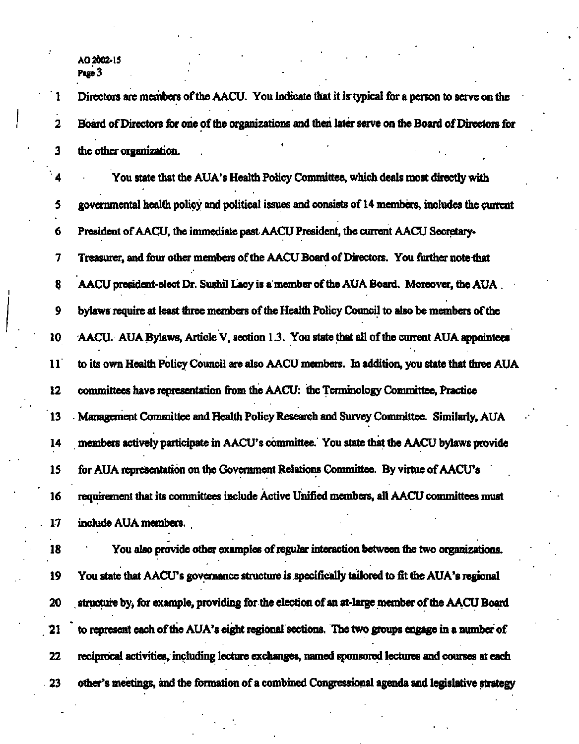Directors are members of the AACU. You indicate that it is typical for a person to serve on the Board of Directors for one of the organizations and then later serve on the Board of Directors for the other organization.

You state that the AUA's Health Policy Committee, which deals most directly with governmental health policy and political issues and consists of 14 members, includes the current President of AACU, the immediate past AACU President, the current AACU Secretary-Treasurer, and four other members of the AACU Board of Directors. You further note that AACU president-elect Dr. Sushil Lacy is a member of the AUA Board. Moreover, the AUA bylaws require at least three members of the Health Policy Council to also be members of the AACU. AUA Bylaws, Article V, section 1.3. You state that all of the current AUA appointees to its own Health Policy Council are also AACU members. In addition, you state that three AUA committees have representation from the AACU: the Terminology Committee, Practice Management Committee and Health Policy Research and Survey Committee. Similarly, AUA members actively participate in AACU's committee. You state that the AACU bylaws provide for AUA representation on the Government Relations Committee. By virtue of AACU's requirement that its committees include Active Unified members, all AACU committees must include AUA members.

You also provide other examples of regular interaction between the two organizations. You state that AACU's governance structure is specifically tailored to fit the AUA's regional structure by, for example, providing for the election of an at-large member of the AACU Board to represent each of the AUA's eight regional sections. The two groups engage in a number of reciprocal activities, including lecture exchanges, named sponsored lectures and courses at each other's meetings, and the formation of a combined Congressional agenda and legislative strategy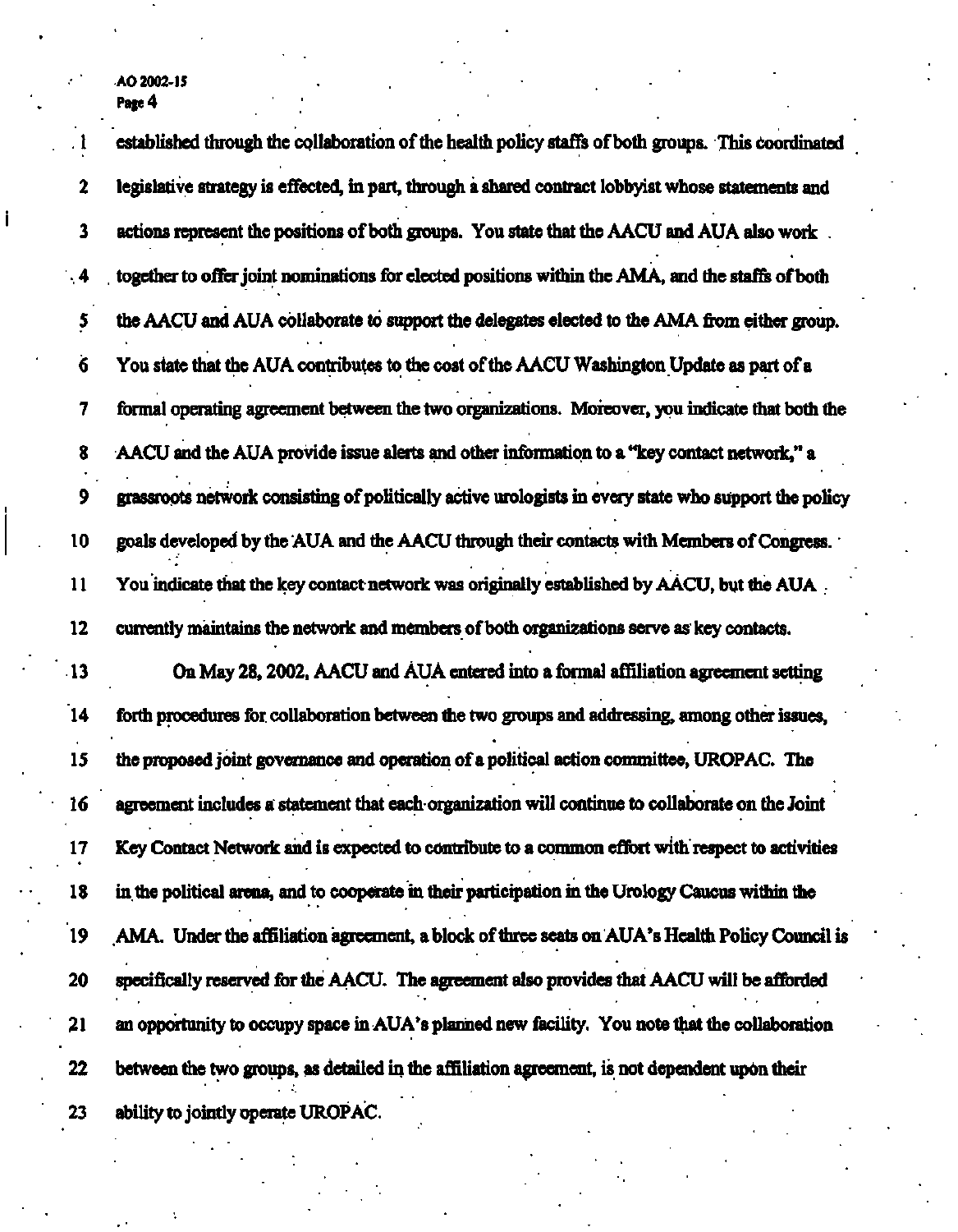established through the collaboration of the health policy staffs of both groups. This coordinated legislative strategy is effected, in part, through a shared contract lobbyist whose statements and actions represent the positions of both groups. You state that the AACU and AUA also work together to offer joint nominations for elected positions within the AMA, and the staffs of both the AACU and AUA collaborate to support the delegates elected to the AMA from either group. You state that the AUA contributes to the cost of the AACU Washington Update as part of a formal operating agreement between the two organizations. Moreover, you indicate that both the AACU and the AUA provide issue alerts and other information to a "key contact network," a grassroots network consisting of politically active urologists in every state who support the policy goals developed by the AUA and the AACU through their contacts with Members of Congress. You indicate that the key contact network was originally established by AACU, but the AUA currently maintains the network and members of both organizations serve as key contacts.

On May 28, 2002, AACU and AUA entered into a formal affiliation agreement setting forth procedures for collaboration between the two groups and addressing, among other issues, the proposed joint governance and operation of a political action committee, UROPAC. The agreement includes a statement that each organization will continue to collaborate on the Joint Key Contact Network and is expected to contribute to a common effort with respect to activities in the political arena, and to cooperate in their participation in the Urology Caucus within the AMA. Under the affiliation agreement, a block of three seats on AUA's Health Policy Council is specifically reserved for the AACU. The agreement also provides that AACU will be afforded an opportunity to occupy space in AUA's planned new facility. You note that the collaboration between the two groups, as detailed in the affiliation agreement, is not dependent upon their ability to jointly operate UROPAC.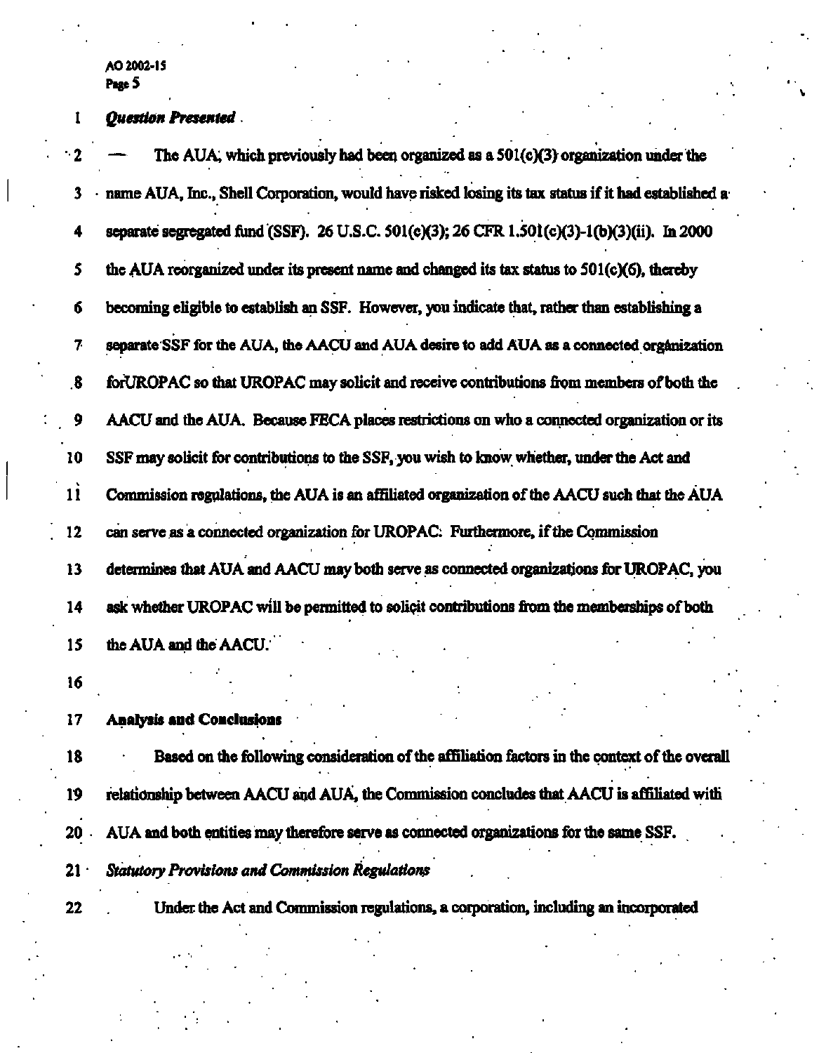***Question Presented***

The AUA, which previously had been organized as a 501(c)(3) organization under the name AUA, Inc., Shell Corporation, would have risked losing its tax status if it had established a separate segregated fund (SSF). 26 U.S.C. 501(c)(3); 26 CFR 1.501(c)(3)-1(b)(3)(ii). In 2000 the AUA reorganized under its present name and changed its tax status to 501(c)(6), thereby becoming eligible to establish an SSF. However, you indicate that, rather than establishing a separate SSF for the AUA, the AACU and AUA desire to add AUA as a connected organization forUROPAC so that UROPAC may solicit and receive contributions from members of both the AACU and the AUA. Because FECA places restrictions on who a connected organization or its SSF may solicit for contributions to the SSF, you wish to know whether, under the Act and Commission regulations, the AUA is an affiliated organization of the AACU such that the AUA can serve as a connected organization for UROPAC. Furthermore, if the Commission determines that AUA and AACU may both serve as connected organizations for UROPAC, you ask whether UROPAC will be permitted to solicit contributions from the memberships of both the AUA and the AACU.

**Analysis and Conclusions**

Based on the following consideration of the affiliation factors in the context of the overall relationship between AACU and AUA, the Commission concludes that AACU is affiliated with AUA and both entities may therefore serve as connected organizations for the same SSF.

*Statutory Provisions and Commission Regulations*

Under the Act and Commission regulations, a corporation, including an incorporated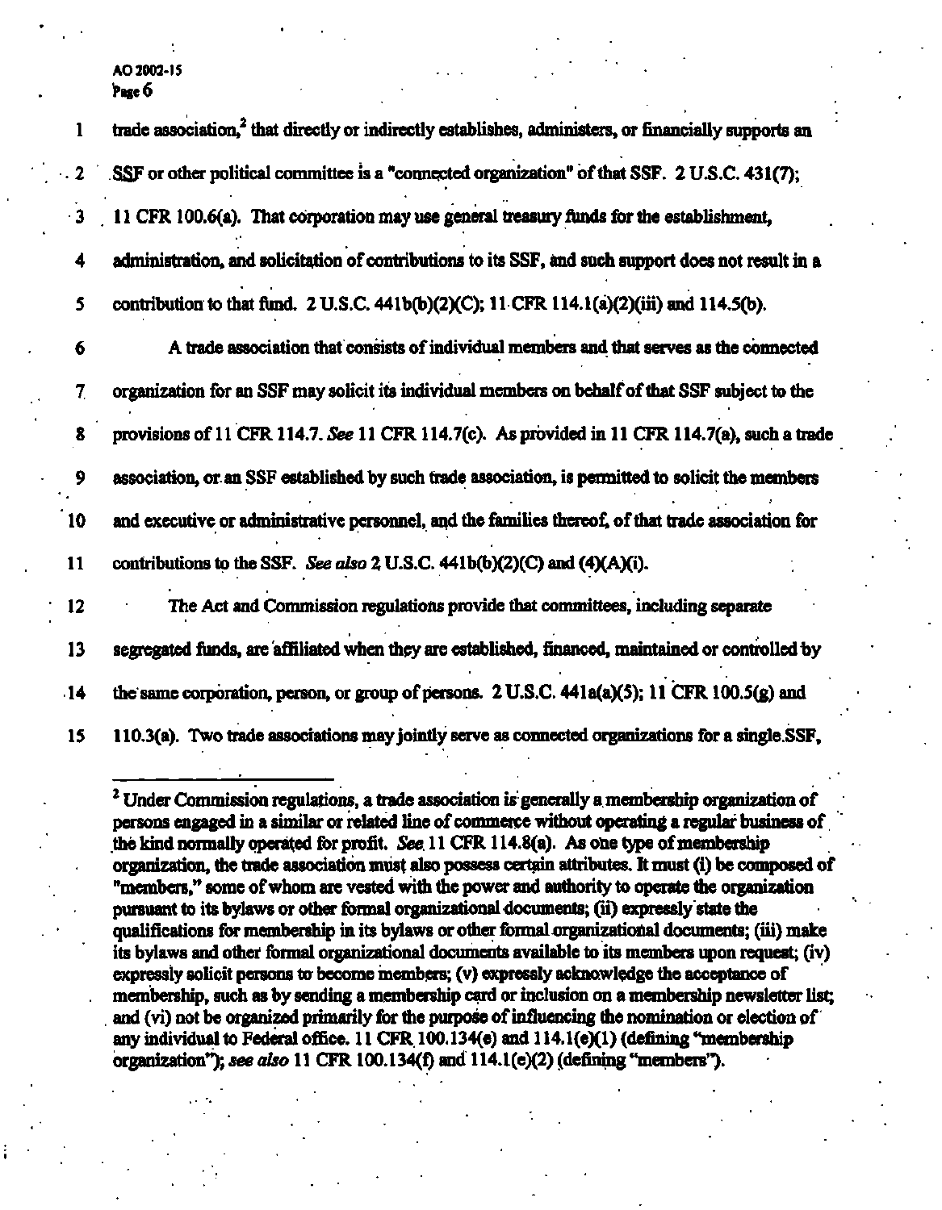trade association,[2] that directly or indirectly establishes, administers, or financially supports an SSF or other political committee is a "connected organization" of that SSF. 2 U.S.C. 431(7); 11 CFR 100.6(a). That corporation may use general treasury funds for the establishment, administration, and solicitation of contributions to its SSF, and such support does not result in a contribution to that fund. 2 U.S.C. 441b(b)(2)(C); 11 CFR 114.1(a)(2)(iii) and 114.5(b).

A trade association that consists of individual members and that serves as the connected organization for an SSF may solicit its individual members on behalf of that SSF subject to the provisions of 11 CFR 114.7. *See* 11 CFR 114.7(c). As provided in 11 CFR 114.7(a), such a trade association, or an SSF established by such trade association, is permitted to solicit the members and executive or administrative personnel, and the families thereof, of that trade association for contributions to the SSF. *See also* 2 U.S.C. 441b(b)(2)(C) and (4)(A)(i).

The Act and Commission regulations provide that committees, including separate segregated funds, are affiliated when they are established, financed, maintained or controlled by the same corporation, person, or group of persons. 2 U.S.C. 441a(a)(5); 11 CFR 100.5(g) and 110.3(a). Two trade associations may jointly serve as connected organizations for a single SSF,

---

[2] Under Commission regulations, a trade association is generally a membership organization of persons engaged in a similar or related line of commerce without operating a regular business of the kind normally operated for profit. *See* 11 CFR 114.8(a). As one type of membership organization, the trade association must also possess certain attributes. It must (i) be composed of "members," some of whom are vested with the power and authority to operate the organization pursuant to its bylaws or other formal organizational documents; (ii) expressly state the qualifications for membership in its bylaws or other formal organizational documents; (iii) make its bylaws and other formal organizational documents available to its members upon request; (iv) expressly solicit persons to become members; (v) expressly acknowledge the acceptance of membership, such as by sending a membership card or inclusion on a membership newsletter list; and (vi) not be organized primarily for the purpose of influencing the nomination or election of any individual to Federal office. 11 CFR 100.134(e) and 114.1(e)(1) (defining "membership organization"); *see also* 11 CFR 100.134(f) and 114.1(e)(2) (defining "members").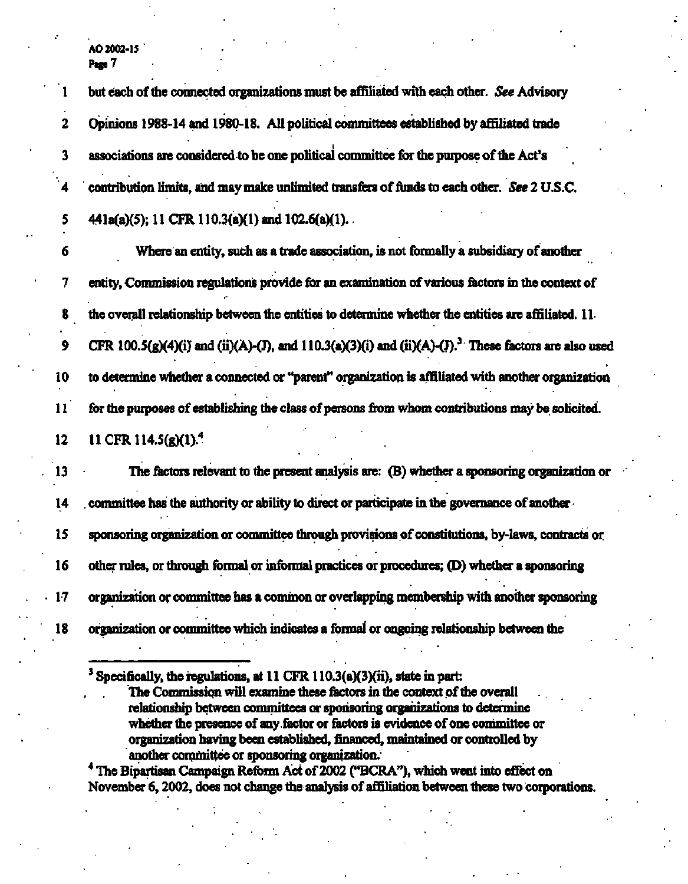but each of the connected organizations must be affiliated with each other. *See* Advisory Opinions 1988-14 and 1980-18. All political committees established by affiliated trade associations are considered to be one political committee for the purpose of the Act's contribution limits, and may make unlimited transfers of funds to each other. *See* 2 U.S.C. 441a(a)(5); 11 CFR 110.3(a)(1) and 102.6(a)(1).

Where an entity, such as a trade association, is not formally a subsidiary of another entity, Commission regulations provide for an examination of various factors in the context of the overall relationship between the entities to determine whether the entities are affiliated. 11 CFR 100.5(g)(4)(i) and (ii)(A)-(J), and 110.3(a)(3)(i) and (ii)(A)-(J).[3] These factors are also used to determine whether a connected or "parent" organization is affiliated with another organization for the purposes of establishing the class of persons from whom contributions may be solicited. 11 CFR 114.5(g)(1).[4]

The factors relevant to the present analysis are: (B) whether a sponsoring organization or committee has the authority or ability to direct or participate in the governance of another sponsoring organization or committee through provisions of constitutions, by-laws, contracts or other rules, or through formal or informal practices or procedures; (D) whether a sponsoring organization or committee has a common or overlapping membership with another sponsoring organization or committee which indicates a formal or ongoing relationship between the

---

[3] Specifically, the regulations, at 11 CFR 110.3(a)(3)(ii), state in part:

> The Commission will examine these factors in the context of the overall relationship between committees or sponsoring organizations to determine whether the presence of any factor or factors is evidence of one committee or organization having been established, financed, maintained or controlled by another committee or sponsoring organization.

[4] The Bipartisan Campaign Reform Act of 2002 ("BCRA"), which went into effect on November 6, 2002, does not change the analysis of affiliation between these two corporations.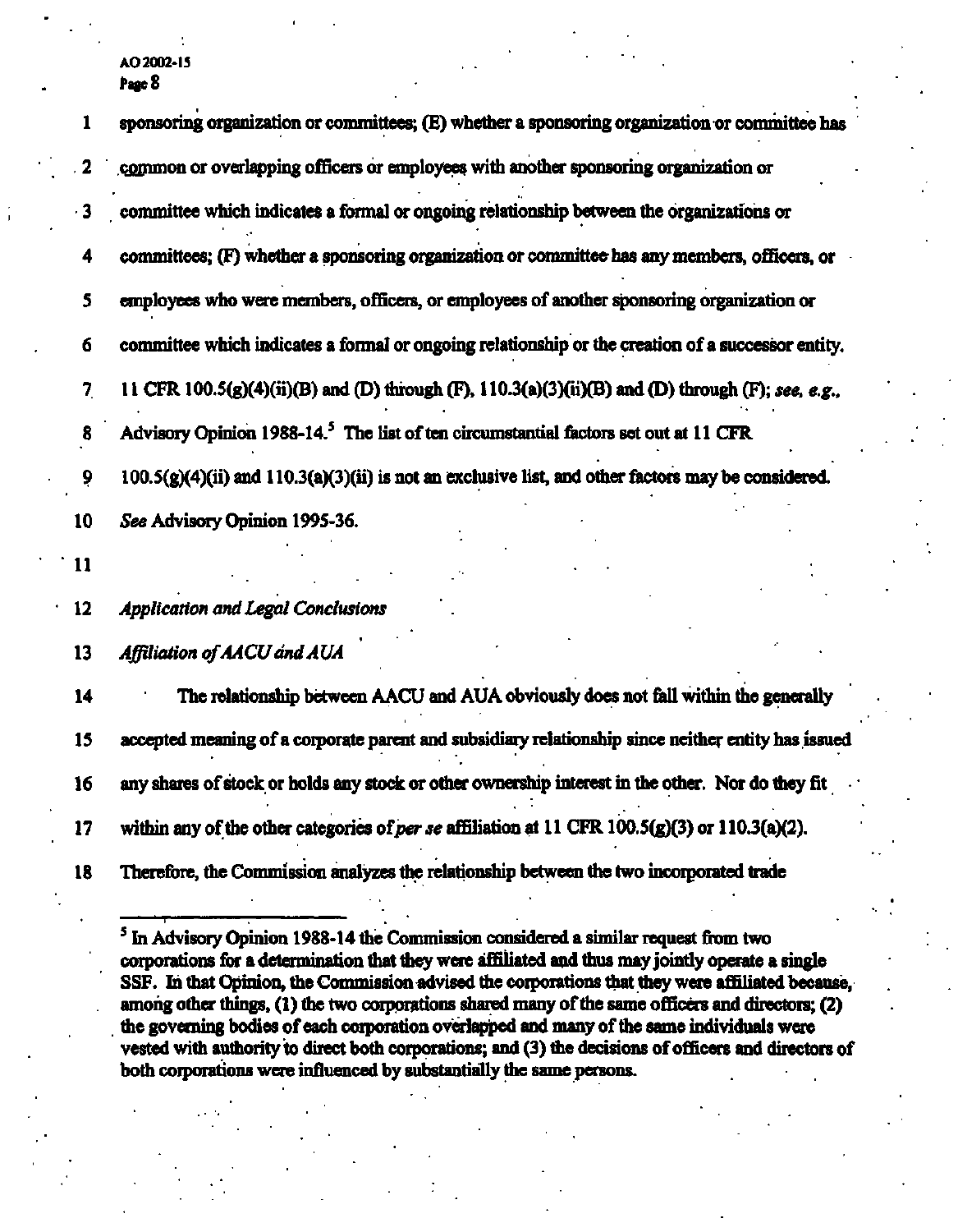sponsoring organization or committees; (E) whether a sponsoring organization or committee has common or overlapping officers or employees with another sponsoring organization or committee which indicates a formal or ongoing relationship between the organizations or committees; (F) whether a sponsoring organization or committee has any members, officers, or employees who were members, officers, or employees of another sponsoring organization or committee which indicates a formal or ongoing relationship or the creation of a successor entity. 11 CFR 100.5(g)(4)(ii)(B) and (D) through (F), 110.3(a)(3)(ii)(B) and (D) through (F); *see, e.g.*, Advisory Opinion 1988-14.[5] The list of ten circumstantial factors set out at 11 CFR 100.5(g)(4)(ii) and 110.3(a)(3)(ii) is not an exclusive list, and other factors may be considered. *See* Advisory Opinion 1995-36.

*Application and Legal Conclusions*

*Affiliation of AACU and AUA*

The relationship between AACU and AUA obviously does not fall within the generally accepted meaning of a corporate parent and subsidiary relationship since neither entity has issued any shares of stock or holds any stock or other ownership interest in the other. Nor do they fit within any of the other categories of *per se* affiliation at 11 CFR 100.5(g)(3) or 110.3(a)(2). Therefore, the Commission analyzes the relationship between the two incorporated trade

[5] In Advisory Opinion 1988-14 the Commission considered a similar request from two corporations for a determination that they were affiliated and thus may jointly operate a single SSF. In that Opinion, the Commission advised the corporations that they were affiliated because, among other things, (1) the two corporations shared many of the same officers and directors; (2) the governing bodies of each corporation overlapped and many of the same individuals were vested with authority to direct both corporations; and (3) the decisions of officers and directors of both corporations were influenced by substantially the same persons.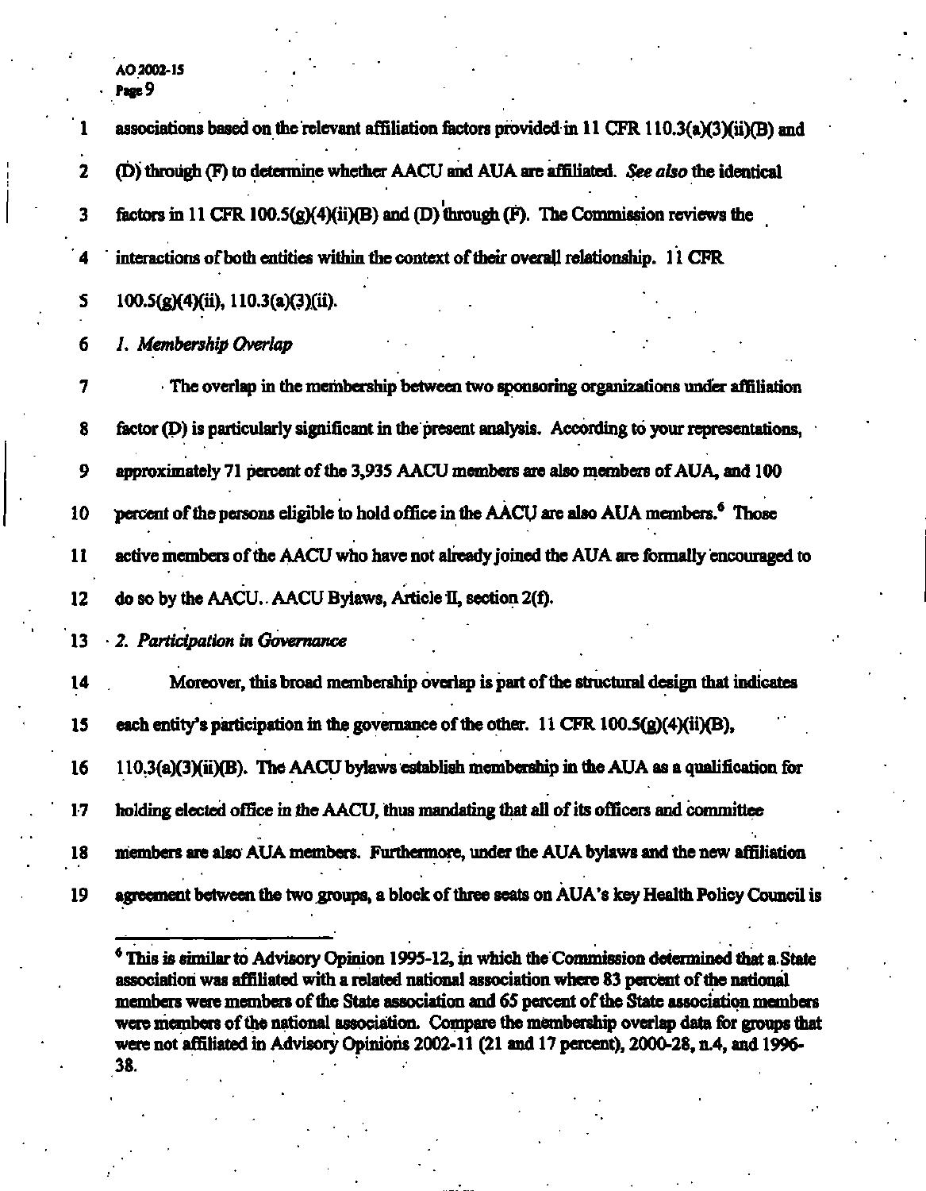associations based on the relevant affiliation factors provided in 11 CFR 110.3(a)(3)(ii)(B) and (D) through (F) to determine whether AACU and AUA are affiliated. *See also* the identical factors in 11 CFR 100.5(g)(4)(ii)(B) and (D) through (F). The Commission reviews the interactions of both entities within the context of their overall relationship. 11 CFR 100.5(g)(4)(ii), 110.3(a)(3)(ii).

*1. Membership Overlap*

The overlap in the membership between two sponsoring organizations under affiliation factor (D) is particularly significant in the present analysis. According to your representations, approximately 71 percent of the 3,935 AACU members are also members of AUA, and 100 percent of the persons eligible to hold office in the AACU are also AUA members.[6] Those active members of the AACU who have not already joined the AUA are formally encouraged to do so by the AACU. AACU Bylaws, Article II, section 2(f).

*2. Participation in Governance*

Moreover, this broad membership overlap is part of the structural design that indicates each entity's participation in the governance of the other. 11 CFR 100.5(g)(4)(ii)(B), 110.3(a)(3)(ii)(B). The AACU bylaws establish membership in the AUA as a qualification for holding elected office in the AACU, thus mandating that all of its officers and committee members are also AUA members. Furthermore, under the AUA bylaws and the new affiliation agreement between the two groups, a block of three seats on AUA's key Health Policy Council is

---

[6] This is similar to Advisory Opinion 1995-12, in which the Commission determined that a State association was affiliated with a related national association where 83 percent of the national members were members of the State association and 65 percent of the State association members were members of the national association. Compare the membership overlap data for groups that were not affiliated in Advisory Opinions 2002-11 (21 and 17 percent), 2000-28, n.4, and 1996-38.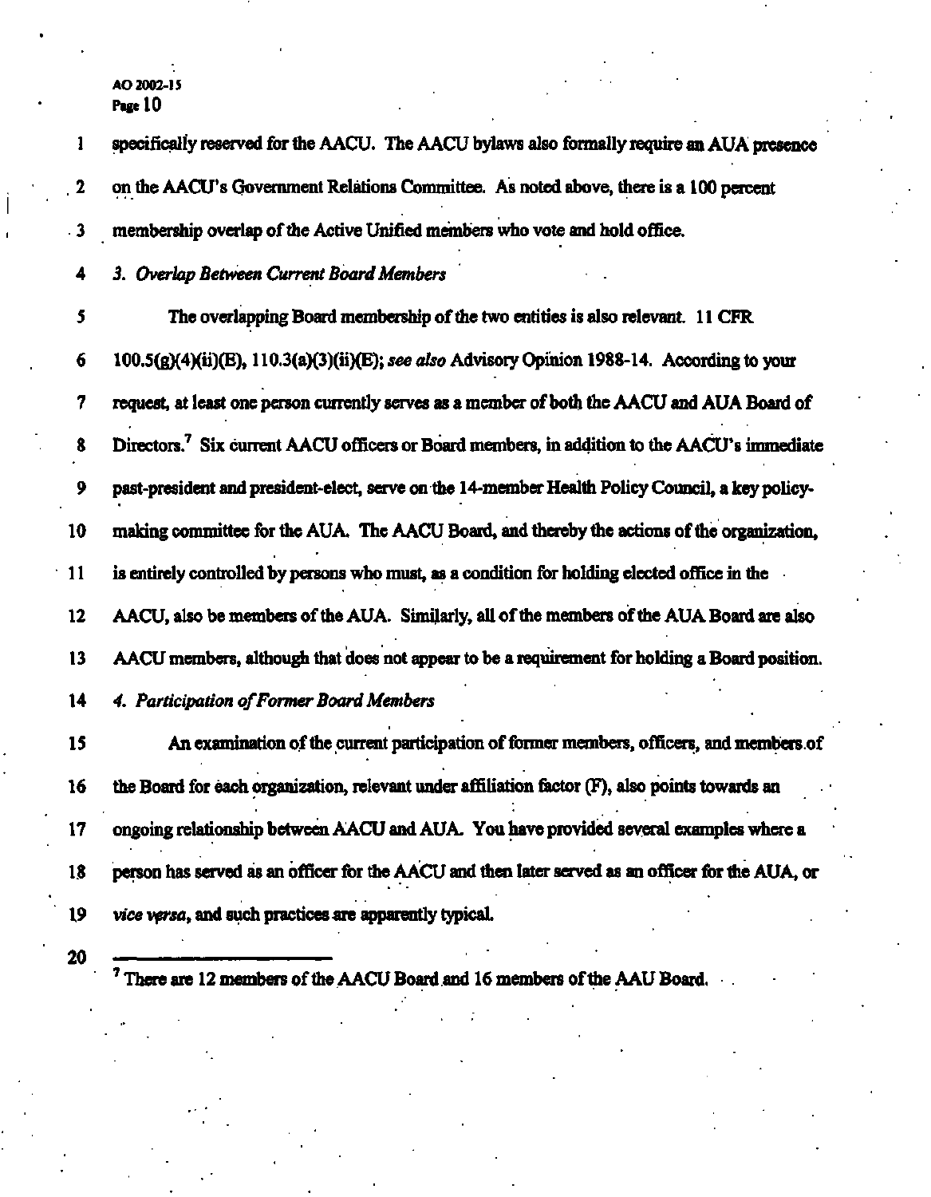specifically reserved for the AACU. The AACU bylaws also formally require an AUA presence on the AACU's Government Relations Committee. As noted above, there is a 100 percent membership overlap of the Active Unified members who vote and hold office.

*3. Overlap Between Current Board Members*

The overlapping Board membership of the two entities is also relevant. 11 CFR 100.5(g)(4)(ii)(E), 110.3(a)(3)(ii)(E); *see also* Advisory Opinion 1988-14. According to your request, at least one person currently serves as a member of both the AACU and AUA Board of Directors.[7] Six current AACU officers or Board members, in addition to the AACU's immediate past-president and president-elect, serve on the 14-member Health Policy Council, a key policy-making committee for the AUA. The AACU Board, and thereby the actions of the organization, is entirely controlled by persons who must, as a condition for holding elected office in the AACU, also be members of the AUA. Similarly, all of the members of the AUA Board are also AACU members, although that does not appear to be a requirement for holding a Board position.

*4. Participation of Former Board Members*

An examination of the current participation of former members, officers, and members of the Board for each organization, relevant under affiliation factor (F), also points towards an ongoing relationship between AACU and AUA. You have provided several examples where a person has served as an officer for the AACU and then later served as an officer for the AUA, or *vice versa*, and such practices are apparently typical.

---

[7] There are 12 members of the AACU Board and 16 members of the AAU Board.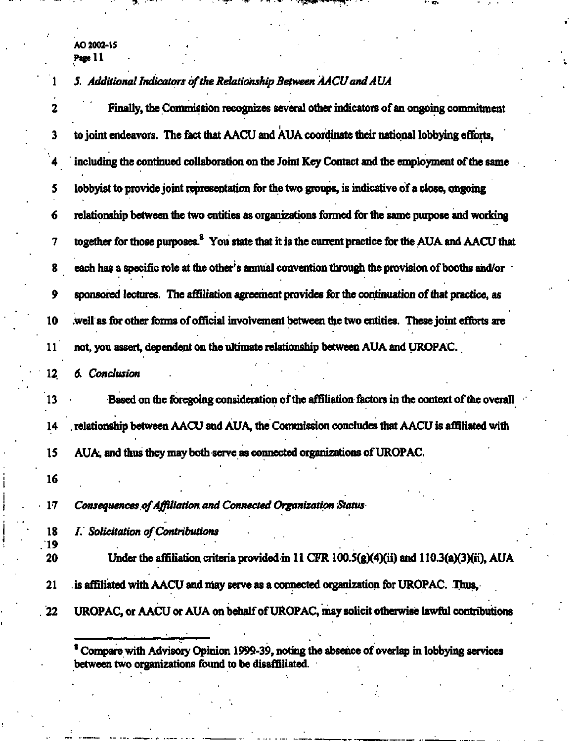*5. Additional Indicators of the Relationship Between AACU and AUA*

Finally, the Commission recognizes several other indicators of an ongoing commitment to joint endeavors. The fact that AACU and AUA coordinate their national lobbying efforts, including the continued collaboration on the Joint Key Contact and the employment of the same lobbyist to provide joint representation for the two groups, is indicative of a close, ongoing relationship between the two entities as organizations formed for the same purpose and working together for those purposes.[8] You state that it is the current practice for the AUA and AACU that each has a specific role at the other's annual convention through the provision of booths and/or sponsored lectures. The affiliation agreement provides for the continuation of that practice, as well as for other forms of official involvement between the two entities. These joint efforts are not, you assert, dependent on the ultimate relationship between AUA and UROPAC.

*6. Conclusion*

Based on the foregoing consideration of the affiliation factors in the context of the overall relationship between AACU and AUA, the Commission concludes that AACU is affiliated with AUA, and thus they may both serve as connected organizations of UROPAC.

*Consequences of Affiliation and Connected Organization Status*

*I. Solicitation of Contributions*

Under the affiliation criteria provided in 11 CFR 100.5(g)(4)(ii) and 110.3(a)(3)(ii), AUA is affiliated with AACU and may serve as a connected organization for UROPAC. Thus, UROPAC, or AACU or AUA on behalf of UROPAC, may solicit otherwise lawful contributions

---

[8] Compare with Advisory Opinion 1999-39, noting the absence of overlap in lobbying services between two organizations found to be disaffiliated.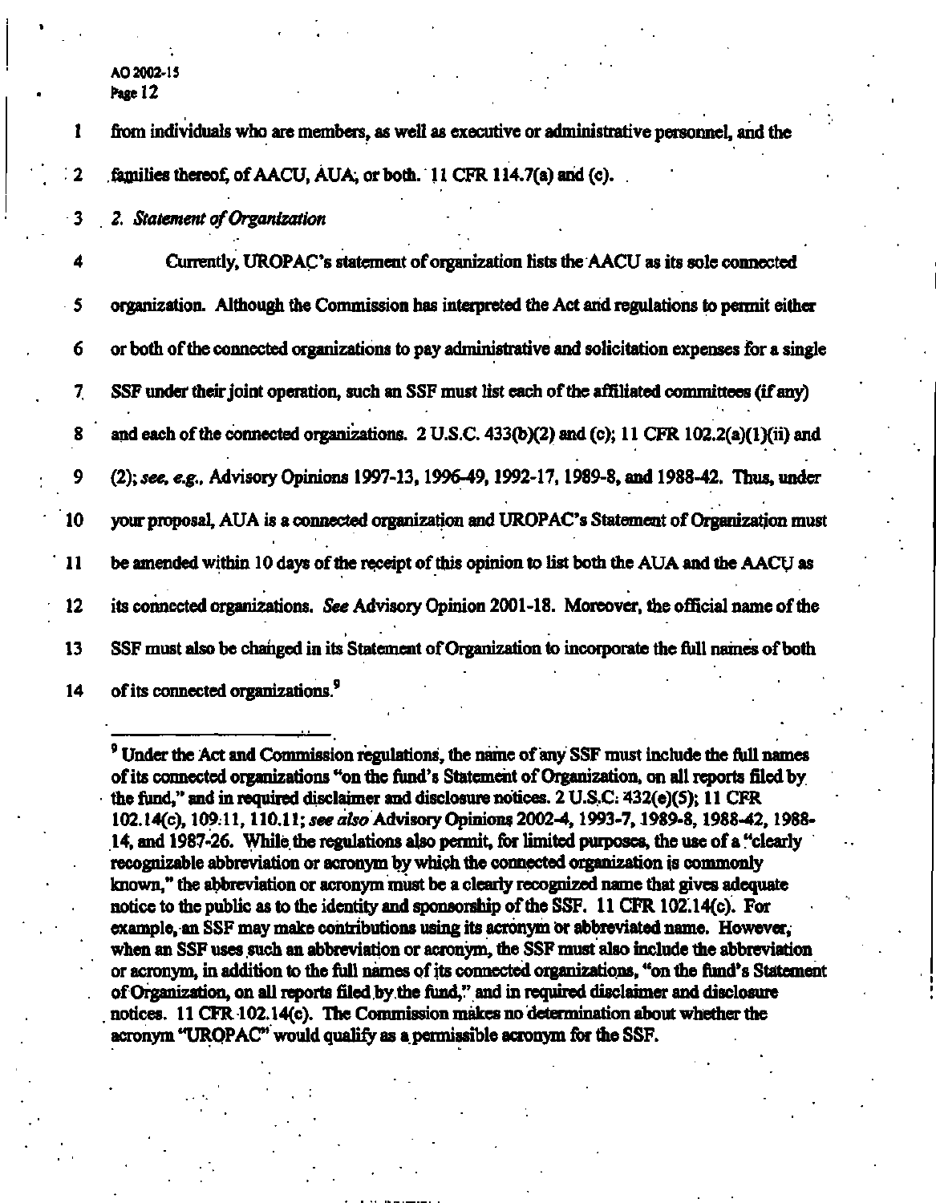from individuals who are members, as well as executive or administrative personnel, and the families thereof, of AACU, AUA, or both. 11 CFR 114.7(a) and (c).

*2. Statement of Organization*

Currently, UROPAC's statement of organization lists the AACU as its sole connected organization. Although the Commission has interpreted the Act and regulations to permit either or both of the connected organizations to pay administrative and solicitation expenses for a single SSF under their joint operation, such an SSF must list each of the affiliated committees (if any) and each of the connected organizations. 2 U.S.C. 433(b)(2) and (c); 11 CFR 102.2(a)(1)(ii) and (2); *see, e.g.,* Advisory Opinions 1997-13, 1996-49, 1992-17, 1989-8, and 1988-42. Thus, under your proposal, AUA is a connected organization and UROPAC's Statement of Organization must be amended within 10 days of the receipt of this opinion to list both the AUA and the AACU as its connected organizations. *See* Advisory Opinion 2001-18. Moreover, the official name of the SSF must also be changed in its Statement of Organization to incorporate the full names of both of its connected organizations.[9]

---

[9] Under the Act and Commission regulations, the name of any SSF must include the full names of its connected organizations "on the fund's Statement of Organization, on all reports filed by the fund," and in required disclaimer and disclosure notices. 2 U.S.C. 432(e)(5); 11 CFR 102.14(c), 109.11, 110.11; *see also* Advisory Opinions 2002-4, 1993-7, 1989-8, 1988-42, 1988-14, and 1987-26. While the regulations also permit, for limited purposes, the use of a "clearly recognizable abbreviation or acronym by which the connected organization is commonly known," the abbreviation or acronym must be a clearly recognized name that gives adequate notice to the public as to the identity and sponsorship of the SSF. 11 CFR 102.14(c). For example, an SSF may make contributions using its acronym or abbreviated name. However, when an SSF uses such an abbreviation or acronym, the SSF must also include the abbreviation or acronym, in addition to the full names of its connected organizations, "on the fund's Statement of Organization, on all reports filed by the fund," and in required disclaimer and disclosure notices. 11 CFR 102.14(c). The Commission makes no determination about whether the acronym "UROPAC" would qualify as a permissible acronym for the SSF.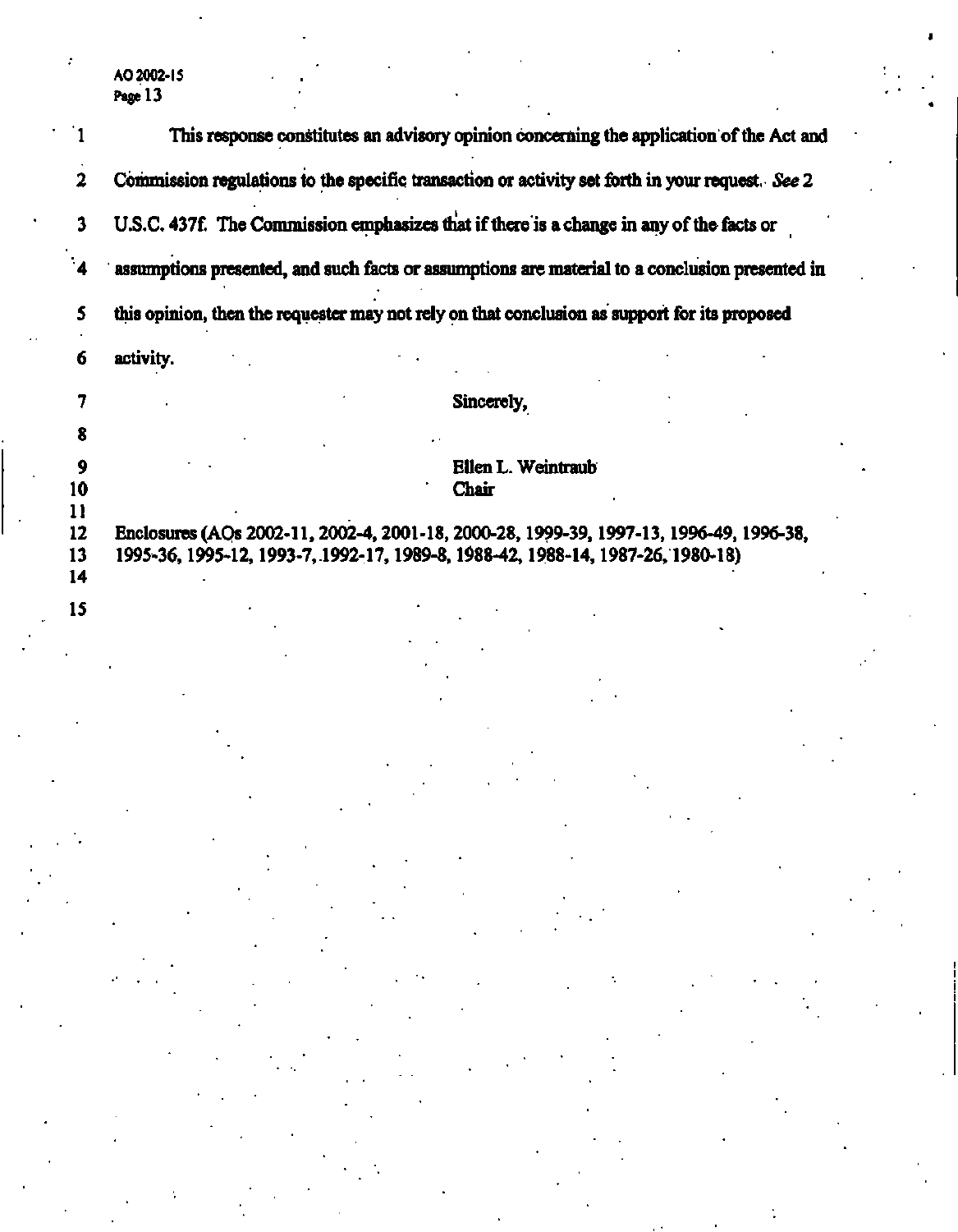This response constitutes an advisory opinion concerning the application of the Act and Commission regulations to the specific transaction or activity set forth in your request. *See* 2 U.S.C. 437f. The Commission emphasizes that if there is a change in any of the facts or assumptions presented, and such facts or assumptions are material to a conclusion presented in this opinion, then the requester may not rely on that conclusion as support for its proposed activity.

Sincerely,

Ellen L. Weintraub
Chair

Enclosures (AOs 2002-11, 2002-4, 2001-18, 2000-28, 1999-39, 1997-13, 1996-49, 1996-38, 1995-36, 1995-12, 1993-7, 1992-17, 1989-8, 1988-42, 1988-14, 1987-26, 1980-18)